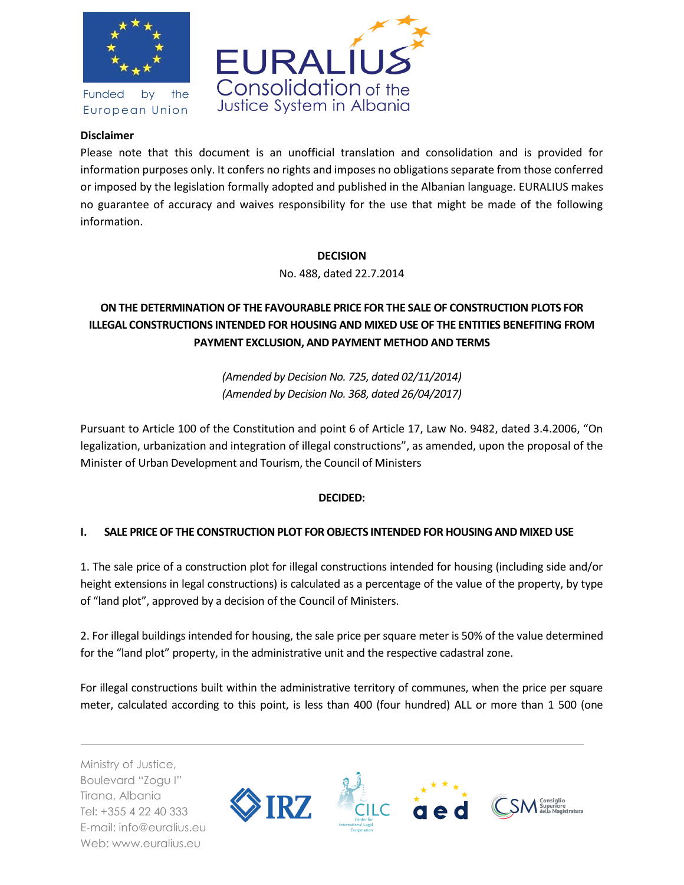**Disclaimer**

Please note that this document is an unofficial translation and consolidation and is provided for information purposes only. It confers no rights and imposes no obligations separate from those conferred or imposed by the legislation formally adopted and published in the Albanian language. EURALIUS makes no guarantee of accuracy and waives responsibility for the use that might be made of the following information.

**DECISION**

No. 488, dated 22.7.2014

**ON THE DETERMINATION OF THE FAVOURABLE PRICE FOR THE SALE OF CONSTRUCTION PLOTS FOR ILLEGAL CONSTRUCTIONS INTENDED FOR HOUSING AND MIXED USE OF THE ENTITIES BENEFITING FROM PAYMENT EXCLUSION, AND PAYMENT METHOD AND TERMS**

*(Amended by Decision No. 725, dated 02/11/2014)*
*(Amended by Decision No. 368, dated 26/04/2017)*

Pursuant to Article 100 of the Constitution and point 6 of Article 17, Law No. 9482, dated 3.4.2006, "On legalization, urbanization and integration of illegal constructions", as amended, upon the proposal of the Minister of Urban Development and Tourism, the Council of Ministers

**DECIDED:**

## I. SALE PRICE OF THE CONSTRUCTION PLOT FOR OBJECTS INTENDED FOR HOUSING AND MIXED USE

1. The sale price of a construction plot for illegal constructions intended for housing (including side and/or height extensions in legal constructions) is calculated as a percentage of the value of the property, by type of "land plot", approved by a decision of the Council of Ministers.

2. For illegal buildings intended for housing, the sale price per square meter is 50% of the value determined for the "land plot" property, in the administrative unit and the respective cadastral zone.

For illegal constructions built within the administrative territory of communes, when the price per square meter, calculated according to this point, is less than 400 (four hundred) ALL or more than 1 500 (one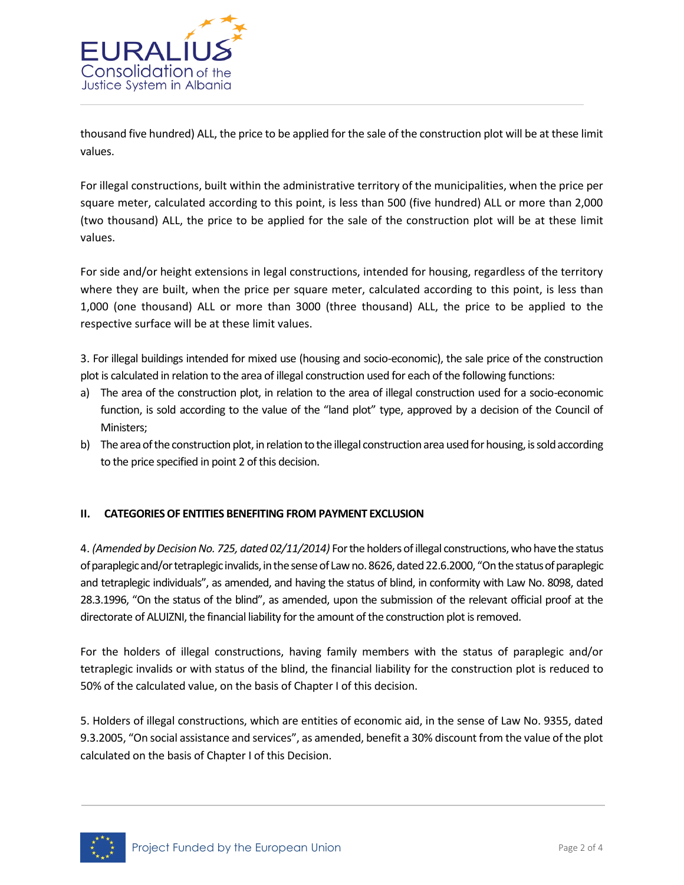thousand five hundred) ALL, the price to be applied for the sale of the construction plot will be at these limit values.

For illegal constructions, built within the administrative territory of the municipalities, when the price per square meter, calculated according to this point, is less than 500 (five hundred) ALL or more than 2,000 (two thousand) ALL, the price to be applied for the sale of the construction plot will be at these limit values.

For side and/or height extensions in legal constructions, intended for housing, regardless of the territory where they are built, when the price per square meter, calculated according to this point, is less than 1,000 (one thousand) ALL or more than 3000 (three thousand) ALL, the price to be applied to the respective surface will be at these limit values.

3. For illegal buildings intended for mixed use (housing and socio-economic), the sale price of the construction plot is calculated in relation to the area of illegal construction used for each of the following functions:

a) The area of the construction plot, in relation to the area of illegal construction used for a socio-economic function, is sold according to the value of the "land plot" type, approved by a decision of the Council of Ministers;
b) The area of the construction plot, in relation to the illegal construction area used for housing, is sold according to the price specified in point 2 of this decision.

## II. CATEGORIES OF ENTITIES BENEFITING FROM PAYMENT EXCLUSION

4. *(Amended by Decision No. 725, dated 02/11/2014)* For the holders of illegal constructions, who have the status of paraplegic and/or tetraplegic invalids, in the sense of Law no. 8626, dated 22.6.2000, "On the status of paraplegic and tetraplegic individuals", as amended, and having the status of blind, in conformity with Law No. 8098, dated 28.3.1996, "On the status of the blind", as amended, upon the submission of the relevant official proof at the directorate of ALUIZNI, the financial liability for the amount of the construction plot is removed.

For the holders of illegal constructions, having family members with the status of paraplegic and/or tetraplegic invalids or with status of the blind, the financial liability for the construction plot is reduced to 50% of the calculated value, on the basis of Chapter I of this decision.

5. Holders of illegal constructions, which are entities of economic aid, in the sense of Law No. 9355, dated 9.3.2005, "On social assistance and services", as amended, benefit a 30% discount from the value of the plot calculated on the basis of Chapter I of this Decision.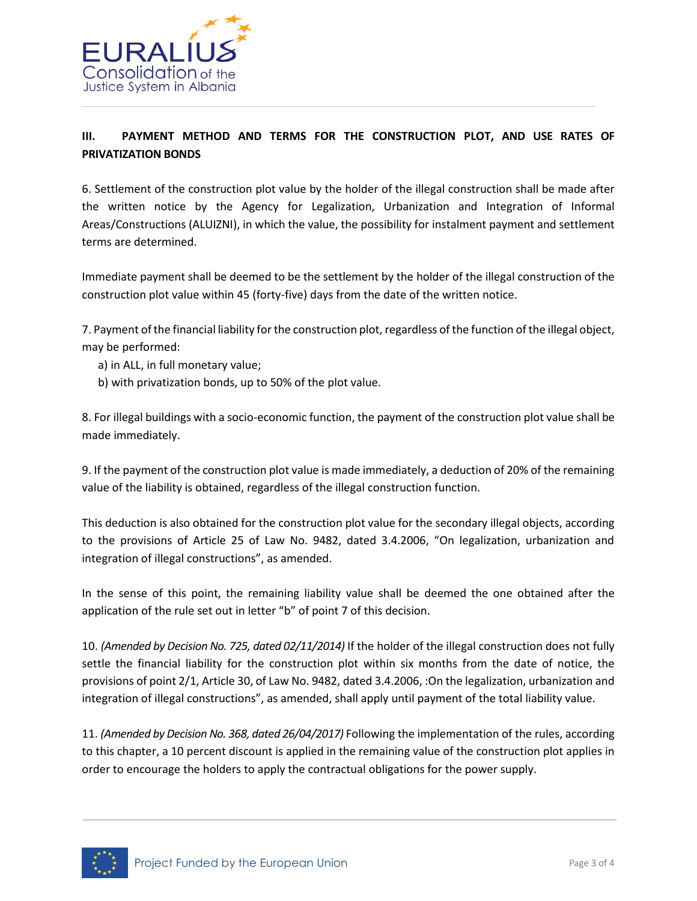## III. PAYMENT METHOD AND TERMS FOR THE CONSTRUCTION PLOT, AND USE RATES OF PRIVATIZATION BONDS

6. Settlement of the construction plot value by the holder of the illegal construction shall be made after the written notice by the Agency for Legalization, Urbanization and Integration of Informal Areas/Constructions (ALUIZNI), in which the value, the possibility for instalment payment and settlement terms are determined.

Immediate payment shall be deemed to be the settlement by the holder of the illegal construction of the construction plot value within 45 (forty-five) days from the date of the written notice.

7. Payment of the financial liability for the construction plot, regardless of the function of the illegal object, may be performed:

a) in ALL, in full monetary value;
b) with privatization bonds, up to 50% of the plot value.

8. For illegal buildings with a socio-economic function, the payment of the construction plot value shall be made immediately.

9. If the payment of the construction plot value is made immediately, a deduction of 20% of the remaining value of the liability is obtained, regardless of the illegal construction function.

This deduction is also obtained for the construction plot value for the secondary illegal objects, according to the provisions of Article 25 of Law No. 9482, dated 3.4.2006, "On legalization, urbanization and integration of illegal constructions", as amended.

In the sense of this point, the remaining liability value shall be deemed the one obtained after the application of the rule set out in letter "b" of point 7 of this decision.

10. *(Amended by Decision No. 725, dated 02/11/2014)* If the holder of the illegal construction does not fully settle the financial liability for the construction plot within six months from the date of notice, the provisions of point 2/1, Article 30, of Law No. 9482, dated 3.4.2006, :On the legalization, urbanization and integration of illegal constructions", as amended, shall apply until payment of the total liability value.

11. *(Amended by Decision No. 368, dated 26/04/2017)* Following the implementation of the rules, according to this chapter, a 10 percent discount is applied in the remaining value of the construction plot applies in order to encourage the holders to apply the contractual obligations for the power supply.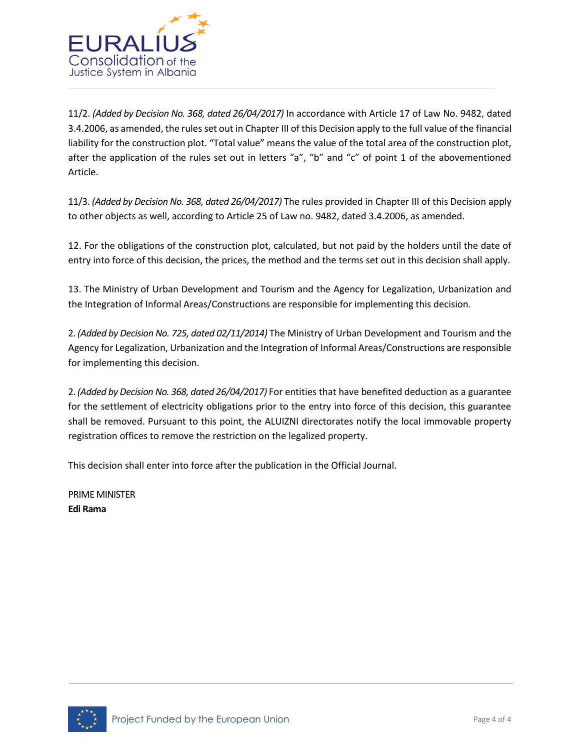11/2. *(Added by Decision No. 368, dated 26/04/2017)* In accordance with Article 17 of Law No. 9482, dated 3.4.2006, as amended, the rules set out in Chapter III of this Decision apply to the full value of the financial liability for the construction plot. “Total value” means the value of the total area of the construction plot, after the application of the rules set out in letters “a”, “b” and “c” of point 1 of the abovementioned Article.

11/3. *(Added by Decision No. 368, dated 26/04/2017)* The rules provided in Chapter III of this Decision apply to other objects as well, according to Article 25 of Law no. 9482, dated 3.4.2006, as amended.

12. For the obligations of the construction plot, calculated, but not paid by the holders until the date of entry into force of this decision, the prices, the method and the terms set out in this decision shall apply.

13. The Ministry of Urban Development and Tourism and the Agency for Legalization, Urbanization and the Integration of Informal Areas/Constructions are responsible for implementing this decision.

2. *(Added by Decision No. 725, dated 02/11/2014)* The Ministry of Urban Development and Tourism and the Agency for Legalization, Urbanization and the Integration of Informal Areas/Constructions are responsible for implementing this decision.

2. *(Added by Decision No. 368, dated 26/04/2017)* For entities that have benefited deduction as a guarantee for the settlement of electricity obligations prior to the entry into force of this decision, this guarantee shall be removed. Pursuant to this point, the ALUIZNI directorates notify the local immovable property registration offices to remove the restriction on the legalized property.

This decision shall enter into force after the publication in the Official Journal.

PRIME MINISTER
**Edi Rama**